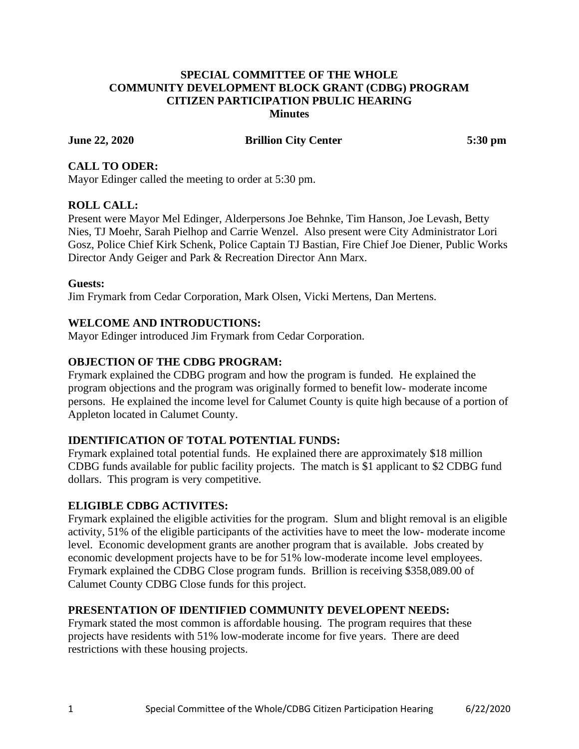**SPECIAL COMMITTEE OF THE WHOLE**
**COMMUNITY DEVELOPMENT BLOCK GRANT (CDBG) PROGRAM**
**CITIZEN PARTICIPATION PBULIC HEARING**
**Minutes**

**June 22, 2020** **Brillion City Center** **5:30 pm**

## CALL TO ODER:

Mayor Edinger called the meeting to order at 5:30 pm.

## ROLL CALL:

Present were Mayor Mel Edinger, Alderpersons Joe Behnke, Tim Hanson, Joe Levash, Betty Nies, TJ Moehr, Sarah Pielhop and Carrie Wenzel. Also present were City Administrator Lori Gosz, Police Chief Kirk Schenk, Police Captain TJ Bastian, Fire Chief Joe Diener, Public Works Director Andy Geiger and Park & Recreation Director Ann Marx.

**Guests:**

Jim Frymark from Cedar Corporation, Mark Olsen, Vicki Mertens, Dan Mertens.

## WELCOME AND INTRODUCTIONS:

Mayor Edinger introduced Jim Frymark from Cedar Corporation.

## OBJECTION OF THE CDBG PROGRAM:

Frymark explained the CDBG program and how the program is funded. He explained the program objections and the program was originally formed to benefit low- moderate income persons. He explained the income level for Calumet County is quite high because of a portion of Appleton located in Calumet County.

## IDENTIFICATION OF TOTAL POTENTIAL FUNDS:

Frymark explained total potential funds. He explained there are approximately $18 million CDBG funds available for public facility projects. The match is $1 applicant to $2 CDBG fund dollars. This program is very competitive.

## ELIGIBLE CDBG ACTIVITES:

Frymark explained the eligible activities for the program. Slum and blight removal is an eligible activity, 51% of the eligible participants of the activities have to meet the low- moderate income level. Economic development grants are another program that is available. Jobs created by economic development projects have to be for 51% low-moderate income level employees. Frymark explained the CDBG Close program funds. Brillion is receiving $358,089.00 of Calumet County CDBG Close funds for this project.

## PRESENTATION OF IDENTIFIED COMMUNITY DEVELOPENT NEEDS:

Frymark stated the most common is affordable housing. The program requires that these projects have residents with 51% low-moderate income for five years. There are deed restrictions with these housing projects.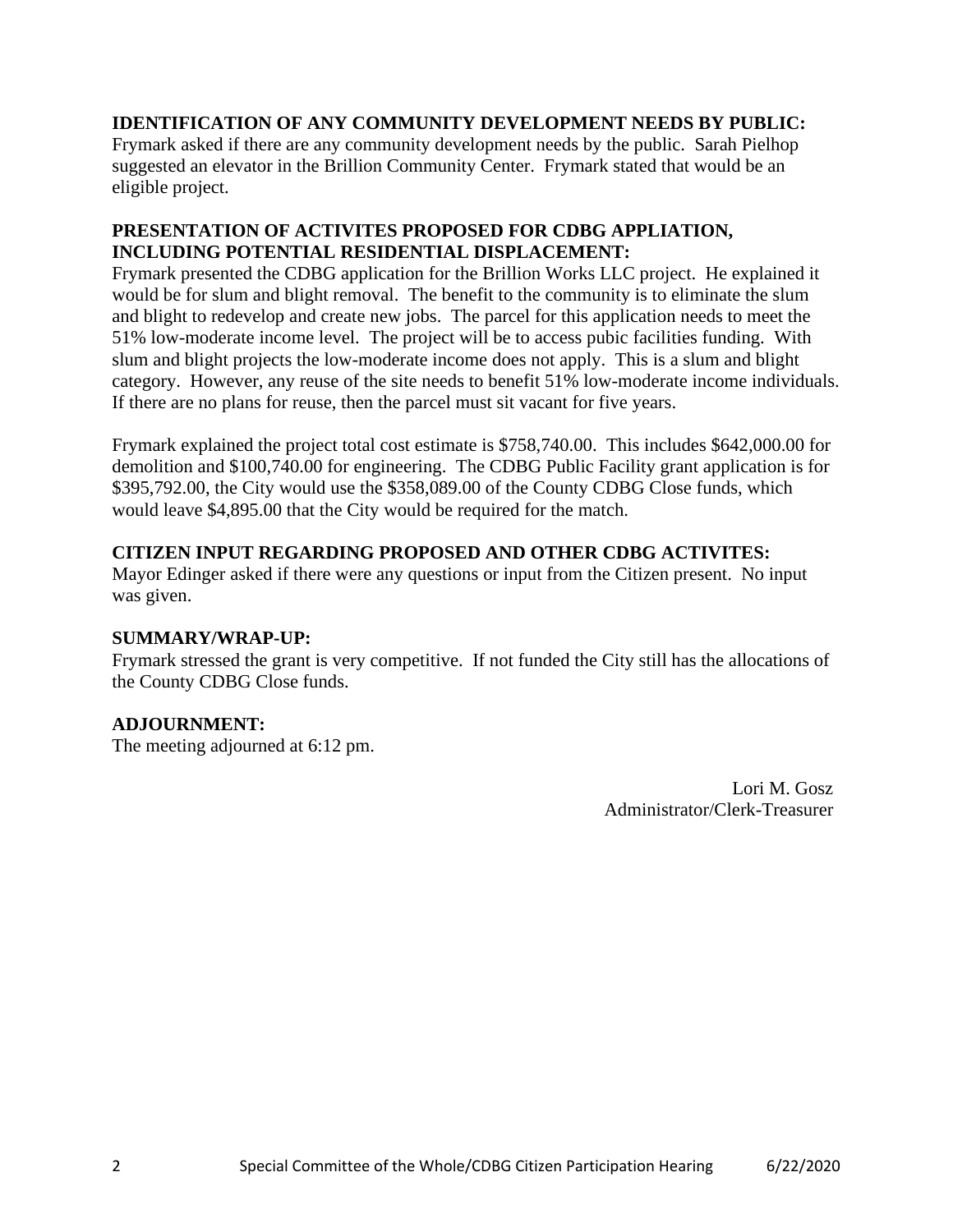**IDENTIFICATION OF ANY COMMUNITY DEVELOPMENT NEEDS BY PUBLIC:**
Frymark asked if there are any community development needs by the public. Sarah Pielhop suggested an elevator in the Brillion Community Center. Frymark stated that would be an eligible project.

**PRESENTATION OF ACTIVITES PROPOSED FOR CDBG APPLIATION, INCLUDING POTENTIAL RESIDENTIAL DISPLACEMENT:**
Frymark presented the CDBG application for the Brillion Works LLC project. He explained it would be for slum and blight removal. The benefit to the community is to eliminate the slum and blight to redevelop and create new jobs. The parcel for this application needs to meet the 51% low-moderate income level. The project will be to access pubic facilities funding. With slum and blight projects the low-moderate income does not apply. This is a slum and blight category. However, any reuse of the site needs to benefit 51% low-moderate income individuals. If there are no plans for reuse, then the parcel must sit vacant for five years.

Frymark explained the project total cost estimate is $758,740.00. This includes $642,000.00 for demolition and $100,740.00 for engineering. The CDBG Public Facility grant application is for $395,792.00, the City would use the $358,089.00 of the County CDBG Close funds, which would leave $4,895.00 that the City would be required for the match.

**CITIZEN INPUT REGARDING PROPOSED AND OTHER CDBG ACTIVITES:**
Mayor Edinger asked if there were any questions or input from the Citizen present. No input was given.

**SUMMARY/WRAP-UP:**
Frymark stressed the grant is very competitive. If not funded the City still has the allocations of the County CDBG Close funds.

**ADJOURNMENT:**
The meeting adjourned at 6:12 pm.

Lori M. Gosz
Administrator/Clerk-Treasurer